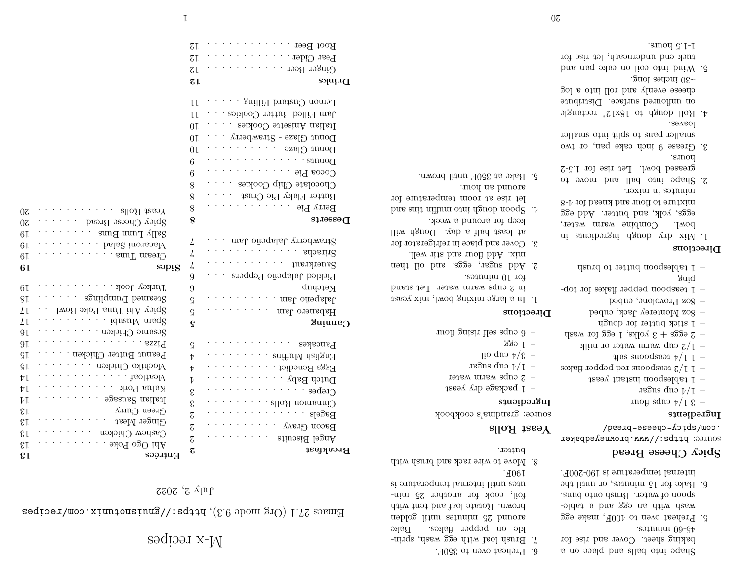# M-x recipes

Emacs 27.1 (Org mode 9.3), `https://gnuisnotunix.com/recipes`

July 2, 2022

**Breakfast** **2**

- Angel Biscuits . . . . . . . . . 2
- Bacon Gravy . . . . . . . . . 2
- Bagels . . . . . . . . . . . . 2
- Cinnamon Rolls . . . . . . . . 3
- Crepes . . . . . . . . . . . . 3
- Dutch Baby . . . . . . . . . . 4
- Eggs Benedict . . . . . . . . . 4
- English Muffins . . . . . . . . 4
- Pancakes . . . . . . . . . . . 5

**Canning** **5**

- Habanero Jam . . . . . . . . . 5
- Jalapeño Jam . . . . . . . . . 5
- Ketchup . . . . . . . . . . . . 6
- Pickled Jalapeño Peppers . . . 6
- Sauerkraut . . . . . . . . . . 7
- Sriracha . . . . . . . . . . . 7
- Strawberry Jalapeño Jam . . . 7

**Desserts** **8**

- Berry Pie . . . . . . . . . . . 8
- Butter Flaky Pie Crust . . . . 8
- Chocolate Chip Cookies . . . . 8
- Cocoa Pie . . . . . . . . . . . 9
- Donuts . . . . . . . . . . . . 9
- Donut Glaze . . . . . . . . . . 10
- Donut Glaze - Strawberry . . . 10
- Italian Anisette Cookies . . . 10
- Jam Filled Butter Cookies . . . 11
- Lemon Custard Filling . . . . . 11

**Drinks** **12**

- Ginger Beer . . . . . . . . . . 12
- Pear Cider . . . . . . . . . . 12
- Root Beer . . . . . . . . . . . 12

**Entrées** **13**

- Ahi Ogo Poke . . . . . . . . . 13
- Cashew Chicken . . . . . . . . 13
- Ginger Meat . . . . . . . . . . 13
- Green Curry . . . . . . . . . . 13
- Italian Sausage . . . . . . . . 14
- Kalua Pork . . . . . . . . . . 14
- Meatloaf . . . . . . . . . . . 14
- Mochiko Chicken . . . . . . . . 15
- Peanut Butter Chicken . . . . . 15
- Pizza . . . . . . . . . . . . . 16
- Sesame Chicken . . . . . . . . 16
- Spam Musubi . . . . . . . . . . 17
- Spicy Ahi Tuna Poke Bowl . . . 17
- Steamed Dumplings . . . . . . 18
- Turkey Jook . . . . . . . . . . 19

**Sides** **19**

- Cream Tuna . . . . . . . . . . 19
- Macaroni Salad . . . . . . . . 19
- Sally Lunn Buns . . . . . . . . 19
- Spicy Cheese Bread . . . . . . 20
- Yeast Rolls . . . . . . . . . . 20

---

Shape into balls and place on a baking sheet. Cover and rise for 45-60 minutes.

5. Preheat oven to 400F, make egg wash with an egg and a tablespoon of water. Brush onto buns.
6. Bake for 15 minutes, or until the internal temperature is 190-200F.

## Spicy Cheese Bread

source: `https://www.browneyedbaker.com/spicy-cheese-bread/`

### Ingredients

- 3 1/4 cups flour
- 1/4 cup sugar
- 1 tablespoon instant yeast
- 1 1/2 teaspoons red pepper flakes
- 1 1/4 teaspoons salt
- 1/2 cup warm water or milk
- 2 eggs + 3 yolks, 1 egg for wash
- 1 stick butter for dough
- 8oz Monterey Jack, cubed
- 8oz Provolone, cubed
- 1 teaspoon pepper flakes for topping
- 1 tablespoon butter to brush

### Directions

1. Mix dry dough ingredients in bowl. Combine warm water, eggs, yolk, and butter. Add egg mixture to flour and knead for 4-8 minutes in mixer.
2. Shape into ball and move to greased bowl. Let rise for 1.5-2 hours.
3. Grease 9 inch cake pan, or two smaller pans to split into smaller loaves.
4. Roll dough to 18x12" rectangle on unfloured surface. Distribute cheese evenly and roll into a log ~30 inches long.
5. Wind into coil on cake pan and tuck end underneath, let rise for 1-1.5 hours.
6. Preheat oven to 350F.
7. Brush loaf with egg wash, sprinkle on pepper flakes. Bake around 25 minutes until golden brown. Rotate loaf and tent with foil, cook for another 25 minutes until internal temperature is 190F.
8. Move to wire rack and brush with butter.

## Yeast Rolls

source: grandma's cookbook

### Ingredients

- 1 package dry yeast
- 2 cups warm water
- 1/4 cup sugar
- 3/4 cup oil
- 1 egg
- 6 cups self rising flour

### Directions

1. In a large mixing bowl, mix yeast in 2 cups warm water. Let stand for 10 minutes.
2. Add sugar, eggs, and oil then mix. Add flour and stir well.
3. Cover and place in refrigerator for at least half a day. Dough will keep for around a week.
4. Spoon dough into muffin tins and let rise at room temperature for around an hour.
5. Bake at 350F until brown.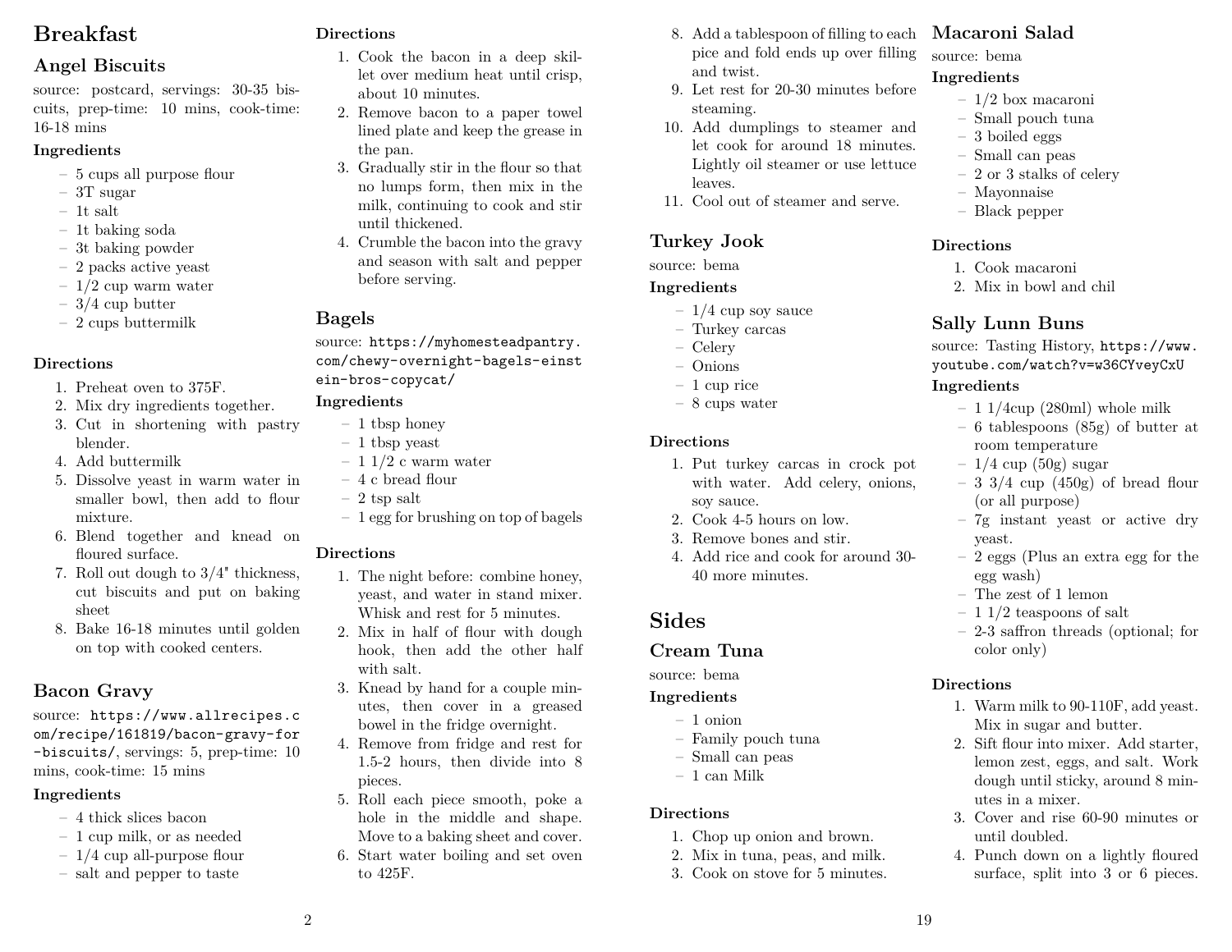# Breakfast

## Angel Biscuits

source: postcard, servings: 30-35 biscuits, prep-time: 10 mins, cook-time: 16-18 mins

### Ingredients

- 5 cups all purpose flour
- 3T sugar
- 1t salt
- 1t baking soda
- 3t baking powder
- 2 packs active yeast
- 1/2 cup warm water
- 3/4 cup butter
- 2 cups buttermilk

### Directions

1. Preheat oven to 375F.
2. Mix dry ingredients together.
3. Cut in shortening with pastry blender.
4. Add buttermilk
5. Dissolve yeast in warm water in smaller bowl, then add to flour mixture.
6. Blend together and knead on floured surface.
7. Roll out dough to 3/4" thickness, cut biscuits and put on baking sheet
8. Bake 16-18 minutes until golden on top with cooked centers.

## Bacon Gravy

source: `https://www.allrecipes.com/recipe/161819/bacon-gravy-for-biscuits/`, servings: 5, prep-time: 10 mins, cook-time: 15 mins

### Ingredients

- 4 thick slices bacon
- 1 cup milk, or as needed
- 1/4 cup all-purpose flour
- salt and pepper to taste

### Directions

1. Cook the bacon in a deep skillet over medium heat until crisp, about 10 minutes.
2. Remove bacon to a paper towel lined plate and keep the grease in the pan.
3. Gradually stir in the flour so that no lumps form, then mix in the milk, continuing to cook and stir until thickened.
4. Crumble the bacon into the gravy and season with salt and pepper before serving.

## Bagels

source: `https://myhomesteadpantry.com/chewy-overnight-bagels-einstein-bros-copycat/`

### Ingredients

- 1 tbsp honey
- 1 tbsp yeast
- 1 1/2 c warm water
- 4 c bread flour
- 2 tsp salt
- 1 egg for brushing on top of bagels

### Directions

1. The night before: combine honey, yeast, and water in stand mixer. Whisk and rest for 5 minutes.
2. Mix in half of flour with dough hook, then add the other half with salt.
3. Knead by hand for a couple minutes, then cover in a greased bowl in the fridge overnight.
4. Remove from fridge and rest for 1.5-2 hours, then divide into 8 pieces.
5. Roll each piece smooth, poke a hole in the middle and shape. Move to a baking sheet and cover.
6. Start water boiling and set oven to 425F.

8. Add a tablespoon of filling to each pice and fold ends up over filling and twist.
9. Let rest for 20-30 minutes before steaming.
10. Add dumplings to steamer and let cook for around 18 minutes. Lightly oil steamer or use lettuce leaves.
11. Cool out of steamer and serve.

## Turkey Jook

source: bema

### Ingredients

- 1/4 cup soy sauce
- Turkey carcas
- Celery
- Onions
- 1 cup rice
- 8 cups water

### Directions

1. Put turkey carcas in crock pot with water. Add celery, onions, soy sauce.
2. Cook 4-5 hours on low.
3. Remove bones and stir.
4. Add rice and cook for around 30-40 more minutes.

# Sides

## Cream Tuna

source: bema

### Ingredients

- 1 onion
- Family pouch tuna
- Small can peas
- 1 can Milk

### Directions

1. Chop up onion and brown.
2. Mix in tuna, peas, and milk.
3. Cook on stove for 5 minutes.

## Macaroni Salad

source: bema

### Ingredients

- 1/2 box macaroni
- Small pouch tuna
- 3 boiled eggs
- Small can peas
- 2 or 3 stalks of celery
- Mayonnaise
- Black pepper

### Directions

1. Cook macaroni
2. Mix in bowl and chil

## Sally Lunn Buns

source: Tasting History, `https://www.youtube.com/watch?v=w36CYveyCxU`

### Ingredients

- 1 1/4cup (280ml) whole milk
- 6 tablespoons (85g) of butter at room temperature
- 1/4 cup (50g) sugar
- 3 3/4 cup (450g) of bread flour (or all purpose)
- 7g instant yeast or active dry yeast.
- 2 eggs (Plus an extra egg for the egg wash)
- The zest of 1 lemon
- 1 1/2 teaspoons of salt
- 2-3 saffron threads (optional; for color only)

### Directions

1. Warm milk to 90-110F, add yeast. Mix in sugar and butter.
2. Sift flour into mixer. Add starter, lemon zest, eggs, and salt. Work dough until sticky, around 8 minutes in a mixer.
3. Cover and rise 60-90 minutes or until doubled.
4. Punch down on a lightly floured surface, split into 3 or 6 pieces.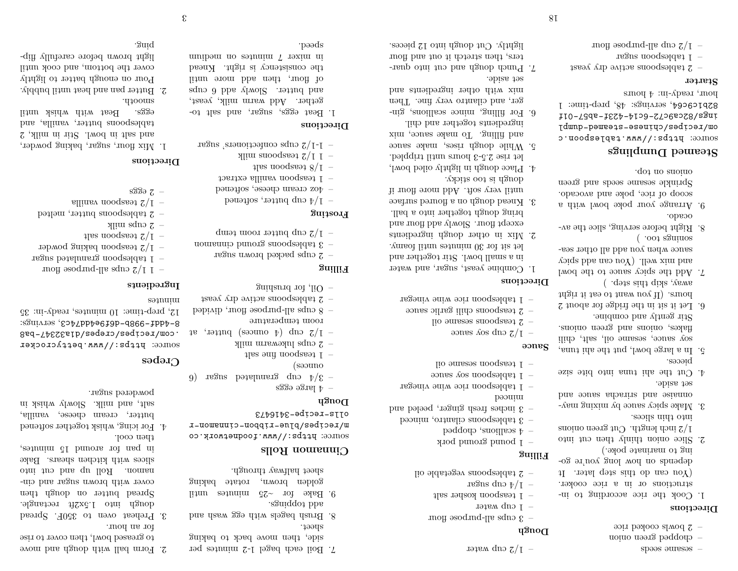- sesame seeds
- chopped green onion
- 2 bowls cooked rice

### Directions

1. Cook the rice according to instructions or in a rice cooker. (You can do this step later. It depends on how long you're going to marinate poke.)
2. Slice onion thinly then cut into 1/2 inch length. Cut green onions into thin slices.
3. Make spicy sauce by mixing mayonnaise and sriracha sauce and set aside.
4. Cut the ahi tuna into bite size pieces.
5. In a large bowl, put the ahi tuna, soy sauce, sesame oil, salt, chili flakes, onions and green onions. Stir gently and combine.
6. Let it sit in the fridge for about 2 hours. (If you want to eat it right away, skip this step. )
7. Add the spicy sauce to the bowl and mix well. (You can add spicy sauce when you add all other seasonings too. )
8. Right before serving, slice the avocado.
9. Arrange your poke bowl with a scoop of rice, poke and avocado. Sprinkle sesame seeds and green onions on top.

## Steamed Dumplings

source: `https://www.tablespoon.com/recipes/chinese-steamed-dumplings/82ca9c72-6c14-423f-ab57-01f82b1c9c64`, servings: 48, prep-time: 1 hour, ready-in: 4 hours

### Starter

- 2 tablespoons active dry yeast
- 1 tablespoon sugar
- 1/2 cup all-purpose flour
- 1/2 cup water

### Dough

- 3 cups all-purpose flour
- 1 cup water
- 1 teaspoon kosher salt
- 1/4 cup sugar
- 2 tablespoons vegetable oil

### Filling

- 1 pound ground pork
- 4 scallions, chopped
- 3 tablespoons cilantro, minced
- 3 inches fresh ginger, peeled and minced
- 1 tablespoon rice wine vinegar
- 1 tablespoon soy sauce
- 1 teaspoon sesame oil

### Sauce

- 1/2 cup soy sauce
- 2 teaspoons sesame oil
- 2 teaspoons chili garlic sauce
- 1 tablespoon rice wine vinegar

### Directions

1. Combine yeast, sugar, and water in a small bowl. Stir together and let sit for 30 minutes until foamy.
2. Mix in other dough ingredients except flour. Slowly add flour and bring dough together into a ball.
3. Knead dough on a floured surface until very soft. Add more flour if dough is too sticky.
4. Place dough in lightly oiled bowl, let rise 2.5-3 hours until tripled.
5. While dough rises, make sauce and filling. To make sauce, mix ingredients together and chill.
6. For filling, mince scallions, ginger, and cilantro very fine. Then mix with other ingredients and set aside.
7. Punch dough and cut into quarters, then stretch it out and flour lightly. Cut dough into 12 pieces.

---

7. Boil each bagel 1-2 minutes per side, then move back to baking sheet.
8. Brush bagels with egg wash and add toppings.
9. Bake for ~25 minutes until golden brown, rotate baking sheet halfway through.

## Cinnamon Rolls

source: `https://www.foodnetwork.com/recipes/blue-ribbon-cinnamon-rolls-recipe-3416473`

### Dough

- 4 large eggs
- 3/4 cup granulated sugar (6 ounces)
- 1 teaspoon fine salt
- 2 cups lukewarm milk
- 1/2 cup (4 ounces) butter, at room temperature
- 8 cups all-purpose flour, divided
- 2 tablespoons active dry yeast
- Oil, for brushing

### Filling

- 2 cups packed brown sugar
- 3 tablespoons ground cinnamon
- 1/2 cup butter room temp

### Frosting

- 1/4 cup butter, softened
- 4oz cream cheese, softened
- 1 teaspoon vanilla extract
- 1/8 teaspoon salt
- 1 1/2 teaspoons milk
- 1-1/2 cups confectioners' sugar

### Directions

1. Beat eggs, sugar, and salt together. Add warm milk, yeast, and butter. Slowly add 6 cups of flour, then add more until the consistency is right. Knead in mixer 7 minutes on medium speed.
2. Form ball with dough and move to greased bowl, then cover to rise for an hour.
3. Preheat oven to 350F. Spread dough into 1.5x2ft rectangle. Spread butter on dough then cover with brown sugar and cinnamon. Roll up and cut into slices with kitchen shears. Bake in pan for around 15 minutes, then cool.
4. For icing, whisk together softened butter, cream cheese, vanilla, salt, and milk. Slowly whisk in powdered sugar.

## Crepes

source: `https://www.bettycrocker.com/recipes/crepes/d1a32347-ba88-4ddf-998b-d6f9e4dd74c3`, servings: 12, prep-time: 10 minutes, ready-in: 35 minutes

### Ingredients

- 1 1/2 cups all-purpose flour
- 1 tablespoon granulated sugar
- 1/2 teaspoon baking powder
- 1/2 teaspoon salt
- 2 cups milk
- 2 tablespoons butter, melted
- 1/2 teaspoon vanilla
- 2 eggs

### Directions

1. Mix flour, sugar, baking powder, and salt in bowl. Stir in milk, 2 tablespoons butter, vanilla, and eggs. Beat with whisk until smooth.
2. Butter pan and heat until bubbly. Pour on enough batter to lightly cover the bottom, and cook until light brown before carefully flipping.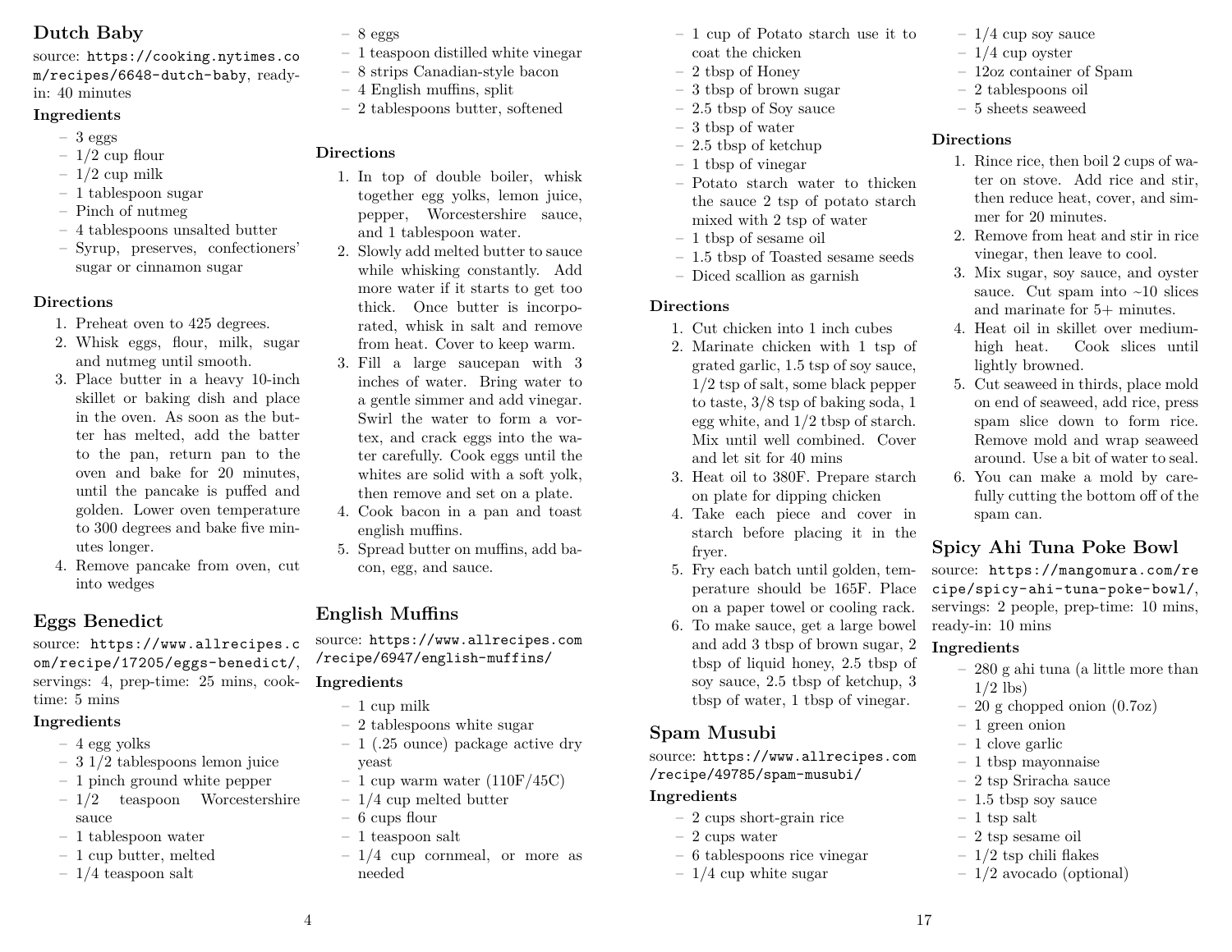## Dutch Baby

source: https://cooking.nytimes.com/recipes/6648-dutch-baby, ready-in: 40 minutes

### Ingredients

- 3 eggs
- 1/2 cup flour
- 1/2 cup milk
- 1 tablespoon sugar
- Pinch of nutmeg
- 4 tablespoons unsalted butter
- Syrup, preserves, confectioners' sugar or cinnamon sugar

### Directions

1. Preheat oven to 425 degrees.
2. Whisk eggs, flour, milk, sugar and nutmeg until smooth.
3. Place butter in a heavy 10-inch skillet or baking dish and place in the oven. As soon as the butter has melted, add the batter to the pan, return pan to the oven and bake for 20 minutes, until the pancake is puffed and golden. Lower oven temperature to 300 degrees and bake five minutes longer.
4. Remove pancake from oven, cut into wedges

## Eggs Benedict

source: https://www.allrecipes.com/recipe/17205/eggs-benedict/, servings: 4, prep-time: 25 mins, cook-time: 5 mins

### Ingredients

- 4 egg yolks
- 3 1/2 tablespoons lemon juice
- 1 pinch ground white pepper
- 1/2 teaspoon Worcestershire sauce
- 1 tablespoon water
- 1 cup butter, melted
- 1/4 teaspoon salt
- 8 eggs
- 1 teaspoon distilled white vinegar
- 8 strips Canadian-style bacon
- 4 English muffins, split
- 2 tablespoons butter, softened

### Directions

1. In top of double boiler, whisk together egg yolks, lemon juice, pepper, Worcestershire sauce, and 1 tablespoon water.
2. Slowly add melted butter to sauce while whisking constantly. Add more water if it starts to get too thick. Once butter is incorporated, whisk in salt and remove from heat. Cover to keep warm.
3. Fill a large saucepan with 3 inches of water. Bring water to a gentle simmer and add vinegar. Swirl the water to form a vortex, and crack eggs into the water carefully. Cook eggs until the whites are solid with a soft yolk, then remove and set on a plate.
4. Cook bacon in a pan and toast english muffins.
5. Spread butter on muffins, add bacon, egg, and sauce.

## English Muffins

source: https://www.allrecipes.com/recipe/6947/english-muffins/

### Ingredients

- 1 cup milk
- 2 tablespoons white sugar
- 1 (.25 ounce) package active dry yeast
- 1 cup warm water (110F/45C)
- 1/4 cup melted butter
- 6 cups flour
- 1 teaspoon salt
- 1/4 cup cornmeal, or more as needed

- 1 cup of Potato starch use it to coat the chicken
- 2 tbsp of Honey
- 3 tbsp of brown sugar
- 2.5 tbsp of Soy sauce
- 3 tbsp of water
- 2.5 tbsp of ketchup
- 1 tbsp of vinegar
- Potato starch water to thicken the sauce 2 tsp of potato starch mixed with 2 tsp of water
- 1 tbsp of sesame oil
- 1.5 tbsp of Toasted sesame seeds
- Diced scallion as garnish

### Directions

1. Cut chicken into 1 inch cubes
2. Marinate chicken with 1 tsp of grated garlic, 1.5 tsp of soy sauce, 1/2 tsp of salt, some black pepper to taste, 3/8 tsp of baking soda, 1 egg white, and 1/2 tbsp of starch. Mix until well combined. Cover and let sit for 40 mins
3. Heat oil to 380F. Prepare starch on plate for dipping chicken
4. Take each piece and cover in starch before placing it in the fryer.
5. Fry each batch until golden, temperature should be 165F. Place on a paper towel or cooling rack.
6. To make sauce, get a large bowl and add 3 tbsp of brown sugar, 2 tbsp of liquid honey, 2.5 tbsp of soy sauce, 2.5 tbsp of ketchup, 3 tbsp of water, 1 tbsp of vinegar.

## Spam Musubi

source: https://www.allrecipes.com/recipe/49785/spam-musubi/

### Ingredients

- 2 cups short-grain rice
- 2 cups water
- 6 tablespoons rice vinegar
- 1/4 cup white sugar
- 1/4 cup soy sauce
- 1/4 cup oyster
- 12oz container of Spam
- 2 tablespoons oil
- 5 sheets seaweed

### Directions

1. Rince rice, then boil 2 cups of water on stove. Add rice and stir, then reduce heat, cover, and simmer for 20 minutes.
2. Remove from heat and stir in rice vinegar, then leave to cool.
3. Mix sugar, soy sauce, and oyster sauce. Cut spam into ~10 slices and marinate for 5+ minutes.
4. Heat oil in skillet over medium-high heat. Cook slices until lightly browned.
5. Cut seaweed in thirds, place mold on end of seaweed, add rice, press spam slice down to form rice. Remove mold and wrap seaweed around. Use a bit of water to seal.
6. You can make a mold by carefully cutting the bottom off of the spam can.

## Spicy Ahi Tuna Poke Bowl

source: https://mangomura.com/recipe/spicy-ahi-tuna-poke-bowl/, servings: 2 people, prep-time: 10 mins, ready-in: 10 mins

### Ingredients

- 280 g ahi tuna (a little more than 1/2 lbs)
- 20 g chopped onion (0.7oz)
- 1 green onion
- 1 clove garlic
- 1 tbsp mayonnaise
- 2 tsp Sriracha sauce
- 1.5 tbsp soy sauce
- 1 tsp salt
- 2 tsp sesame oil
- 1/2 tsp chili flakes
- 1/2 avocado (optional)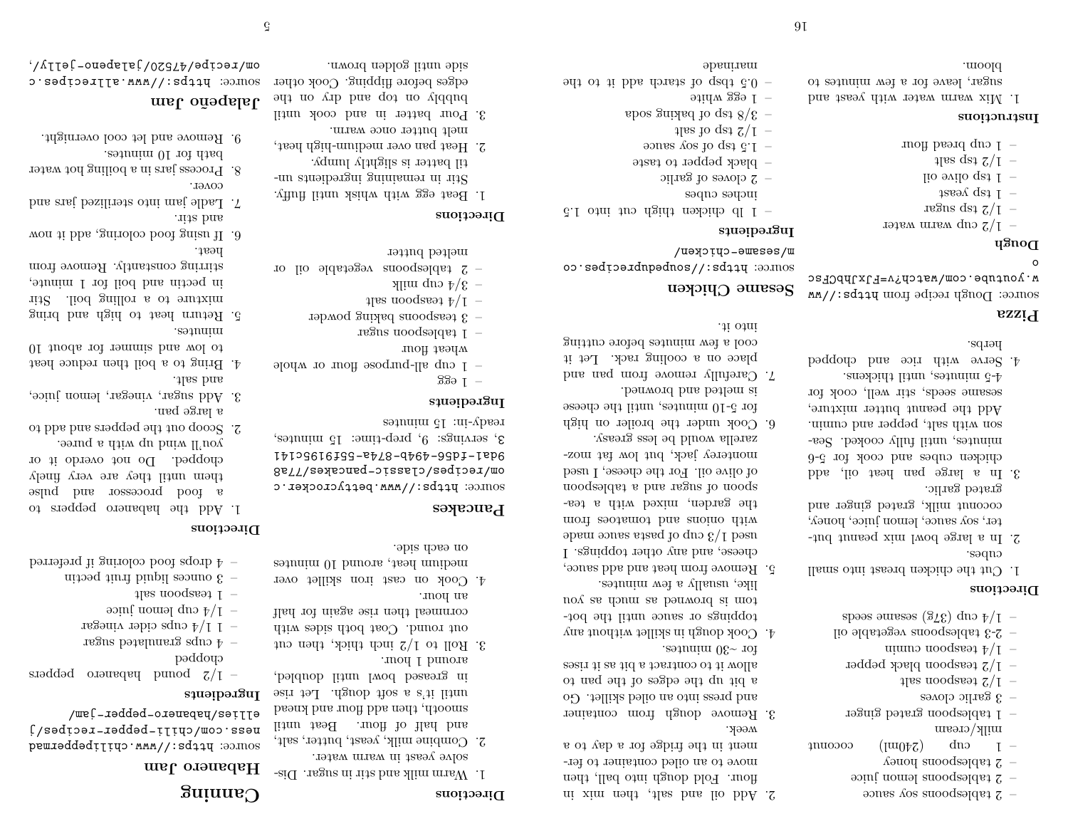- 2 tablespoons soy sauce
- 2 tablespoons lemon juice
- 2 tablespoons honey
- 1 cup (240ml) coconut milk/cream
- 1 tablespoon grated ginger
- 3 garlic cloves
- 1/2 teaspoon salt
- 1/2 teaspoon black pepper
- 1/4 teaspoon cumin
- 2-3 tablespoons vegetable oil
- 1/4 cup (37g) sesame seeds

### Directions

1. Cut the chicken breast into small cubes.
2. In a large bowl mix peanut butter, soy sauce, lemon juice, honey, coconut milk, grated ginger and grated garlic.
3. In a large pan heat oil, add chicken cubes and cook for 5-6 minutes, until fully cooked. Season with salt, pepper and cumin. Add the peanut butter mixture, sesame seeds, stir well, cook for 4-5 minutes, until thickens.
4. Serve with rice and chopped herbs.

## Pizza

source: Dough recipe from https://www.youtube.com/watch?v=FxJhbCFsco

### Dough

- 1/2 cup warm water
- 1/2 tsp sugar
- 1 tsp yeast
- 1 tsp olive oil
- 1/2 tsp salt
- 1 cup bread flour

### Instructions

1. Mix warm water with yeast and sugar, leave for a few minutes to bloom.
2. Add oil and salt, then mix in flour. Fold dough into ball, then move to an oiled container to ferment in the fridge for a day to a week.
3. Remove dough from container and press into an oiled skillet. Go a bit up the edges of the pan to allow it to contract a bit as it rises for ~30 minutes.
4. Cook dough in skillet without any toppings or sauce until the bottom is browned as much as you like, usually a few minutes.
5. Remove from heat and add sauce, cheese, and any other toppings. I used 1/3 cup of pasta sauce made with onions and tomatoes from the garden, mixed with a teaspoon of sugar and a tablespoon of olive oil. For the cheese, I used monterey jack, but low fat mozzarella would be less greasy.
6. Cook under the broiler on high for 5-10 minutes, until the cheese is melted and browned.
7. Carefully remove from pan and place on a cooling rack. Let it cool a few minutes before cutting into it.

## Sesame Chicken

source: https://soupeduprecipes.com/sesame-chicken/

### Ingredients

- 1 lb chicken thigh cut into 1.5 inches cubes
- 2 cloves of garlic
- black pepper to taste
- 1.5 tsp of soy sauce
- 1/2 tsp of salt
- 3/8 tsp of baking soda
- 1 egg white
- 0.5 tbsp of starch add it to the marinade

### Directions

1. Warm milk and stir in sugar. Dissolve yeast in warm water.
2. Combine milk, yeast, butter, salt, and half of flour. Beat until smooth, then add flour and knead until it's a soft dough. Let rise in greased bowl until doubled, around 1 hour.
3. Roll to 1/2 inch thick, then cut out round. Coat both sides with cornmeal then rise again for half an hour.
4. Cook on cast iron skillet over medium heat, around 10 minutes on each side.

## Pancakes

source: https://www.bettycrocker.com/recipes/classic-pancakes/77a89da1-fd56-494b-874a-55f9195c1413, servings: 9, prep-time: 15 minutes, ready-in: 15 minutes

### Ingredients

- 1 egg
- 1 cup all-purpose flour or whole wheat flour
- 1 tablespoon sugar
- 3 teaspoons baking powder
- 1/4 teaspoon salt
- 3/4 cup milk
- 2 tablespoons vegetable oil or melted butter

### Directions

1. Beat egg with whisk until fluffy. Stir in remaining ingredients until batter is slightly lumpy.
2. Heat pan over medium-high heat, melt butter once warm.
3. Pour batter in and cook until bubbly on top and dry on the edges before flipping. Cook other side until golden brown.

# Canning

## Habanero Jam

source: https://www.chilipeppermadness.com/chili-pepper-recipes/jellies/habanero-pepper-jam/

### Ingredients

- 1/2 pound habanero peppers chopped
- 4 cups granulated sugar
- 1 1/4 cups cider vinegar
- 1/4 cup lemon juice
- 1 teaspoon salt
- 3 ounces liquid fruit pectin
- 4 drops food coloring if preferred

### Directions

1. Add the habanero peppers to a food processor and pulse them until they are very finely chopped. Do not overdo it or you'll wind up with a puree.
2. Scoop out the peppers and add to a large pan.
3. Add sugar, vinegar, lemon juice, and salt.
4. Bring to a boil then reduce heat to low and simmer for about 10 minutes.
5. Return heat to high and bring mixture to a rolling boil. Stir in pectin and boil for 1 minute, stirring constantly. Remove from heat.
6. If using food coloring, add it now and stir.
7. Ladle jam into sterilized jars and cover.
8. Process jars in a boiling hot water bath for 10 minutes.
9. Remove and let cool overnight.

## Jalapeño Jam

source: https://www.allrecipes.com/recipe/47520/jalapeno-jelly/,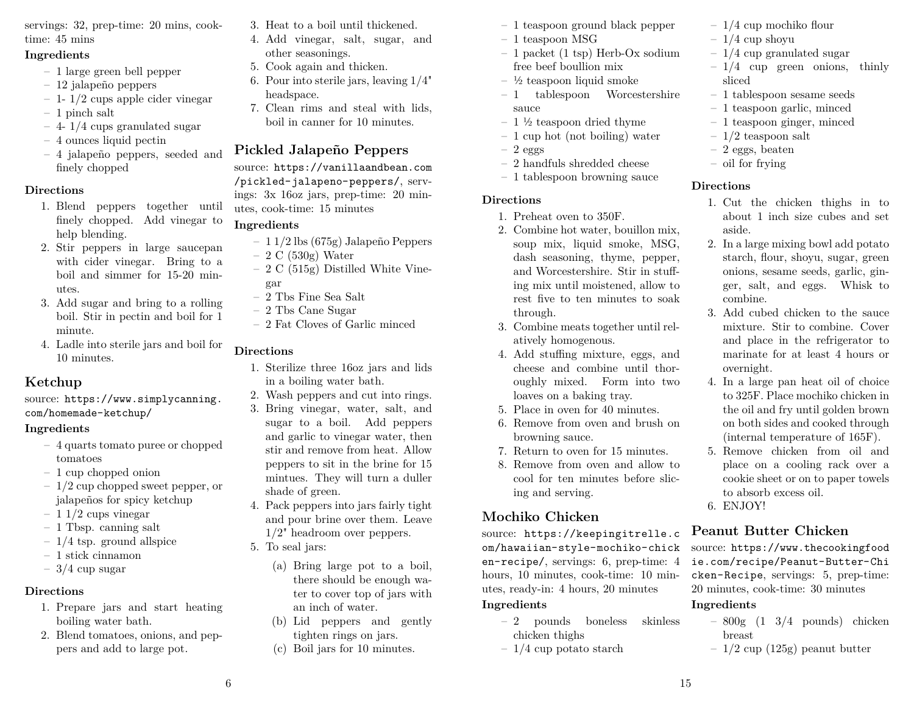servings: 32, prep-time: 20 mins, cook-time: 45 mins

### Ingredients

- 1 large green bell pepper
- 12 jalapeño peppers
- 1- 1/2 cups apple cider vinegar
- 1 pinch salt
- 4- 1/4 cups granulated sugar
- 4 ounces liquid pectin
- 4 jalapeño peppers, seeded and finely chopped

### Directions

1. Blend peppers together until finely chopped. Add vinegar to help blending.
2. Stir peppers in large saucepan with cider vinegar. Bring to a boil and simmer for 15-20 minutes.
3. Add sugar and bring to a rolling boil. Stir in pectin and boil for 1 minute.
4. Ladle into sterile jars and boil for 10 minutes.

## Ketchup

source: https://www.simplycanning.com/homemade-ketchup/

### Ingredients

- 4 quarts tomato puree or chopped tomatoes
- 1 cup chopped onion
- 1/2 cup chopped sweet pepper, or jalapeños for spicy ketchup
- 1 1/2 cups vinegar
- 1 Tbsp. canning salt
- 1/4 tsp. ground allspice
- 1 stick cinnamon
- 3/4 cup sugar

### Directions

1. Prepare jars and start heating boiling water bath.
2. Blend tomatoes, onions, and peppers and add to large pot.
3. Heat to a boil until thickened.
4. Add vinegar, salt, sugar, and other seasonings.
5. Cook again and thicken.
6. Pour into sterile jars, leaving 1/4" headspace.
7. Clean rims and steal with lids, boil in canner for 10 minutes.

## Pickled Jalapeño Peppers

source: https://vanillaandbean.com/pickled-jalapeno-peppers/, servings: 3x 16oz jars, prep-time: 20 minutes, cook-time: 15 minutes

### Ingredients

- 1 1/2 lbs (675g) Jalapeño Peppers
- 2 C (530g) Water
- 2 C (515g) Distilled White Vinegar
- 2 Tbs Fine Sea Salt
- 2 Tbs Cane Sugar
- 2 Fat Cloves of Garlic minced

### Directions

1. Sterilize three 16oz jars and lids in a boiling water bath.
2. Wash peppers and cut into rings.
3. Bring vinegar, water, salt, and sugar to a boil. Add peppers and garlic to vinegar water, then stir and remove from heat. Allow peppers to sit in the brine for 15 mintues. They will turn a duller shade of green.
4. Pack peppers into jars fairly tight and pour brine over them. Leave 1/2" headroom over peppers.
5. To seal jars:
   (a) Bring large pot to a boil, there should be enough water to cover top of jars with an inch of water.
   (b) Lid peppers and gently tighten rings on jars.
   (c) Boil jars for 10 minutes.

- 1 teaspoon ground black pepper
- 1 teaspoon MSG
- 1 packet (1 tsp) Herb-Ox sodium free beef boullion mix
- ½ teaspoon liquid smoke
- 1 tablespoon Worcestershire sauce
- 1 ½ teaspoon dried thyme
- 1 cup hot (not boiling) water
- 2 eggs
- 2 handfuls shredded cheese
- 1 tablespoon browning sauce

### Directions

1. Preheat oven to 350F.
2. Combine hot water, bouillon mix, soup mix, liquid smoke, MSG, dash seasoning, thyme, pepper, and Worcestershire. Stir in stuffing mix until moistened, allow to rest five to ten minutes to soak through.
3. Combine meats together until relatively homogenous.
4. Add stuffing mixture, eggs, and cheese and combine until thoroughly mixed. Form into two loaves on a baking tray.
5. Place in oven for 40 minutes.
6. Remove from oven and brush on browning sauce.
7. Return to oven for 15 minutes.
8. Remove from oven and allow to cool for ten minutes before slicing and serving.

## Mochiko Chicken

source: https://keepingitrelle.com/hawaiian-style-mochiko-chicken-recipe/, servings: 6, prep-time: 4 hours, 10 minutes, cook-time: 10 minutes, ready-in: 4 hours, 20 minutes

### Ingredients

- 2 pounds boneless skinless chicken thighs
- 1/4 cup potato starch
- 1/4 cup mochiko flour
- 1/4 cup shoyu
- 1/4 cup granulated sugar
- 1/4 cup green onions, thinly sliced
- 1 tablespoon sesame seeds
- 1 teaspoon garlic, minced
- 1 teaspoon ginger, minced
- 1/2 teaspoon salt
- 2 eggs, beaten
- oil for frying

### Directions

1. Cut the chicken thighs in to about 1 inch size cubes and set aside.
2. In a large mixing bowl add potato starch, flour, shoyu, sugar, green onions, sesame seeds, garlic, ginger, salt, and eggs. Whisk to combine.
3. Add cubed chicken to the sauce mixture. Stir to combine. Cover and place in the refrigerator to marinate for at least 4 hours or overnight.
4. In a large pan heat oil of choice to 325F. Place mochiko chicken in the oil and fry until golden brown on both sides and cooked through (internal temperature of 165F).
5. Remove chicken from oil and place on a cooling rack over a cookie sheet or on to paper towels to absorb excess oil.
6. ENJOY!

## Peanut Butter Chicken

source: https://www.thecookingfoodie.com/recipe/Peanut-Butter-Chicken-Recipe, servings: 5, prep-time: 20 minutes, cook-time: 30 minutes

### Ingredients

- 800g (1 3/4 pounds) chicken breast
- 1/2 cup (125g) peanut butter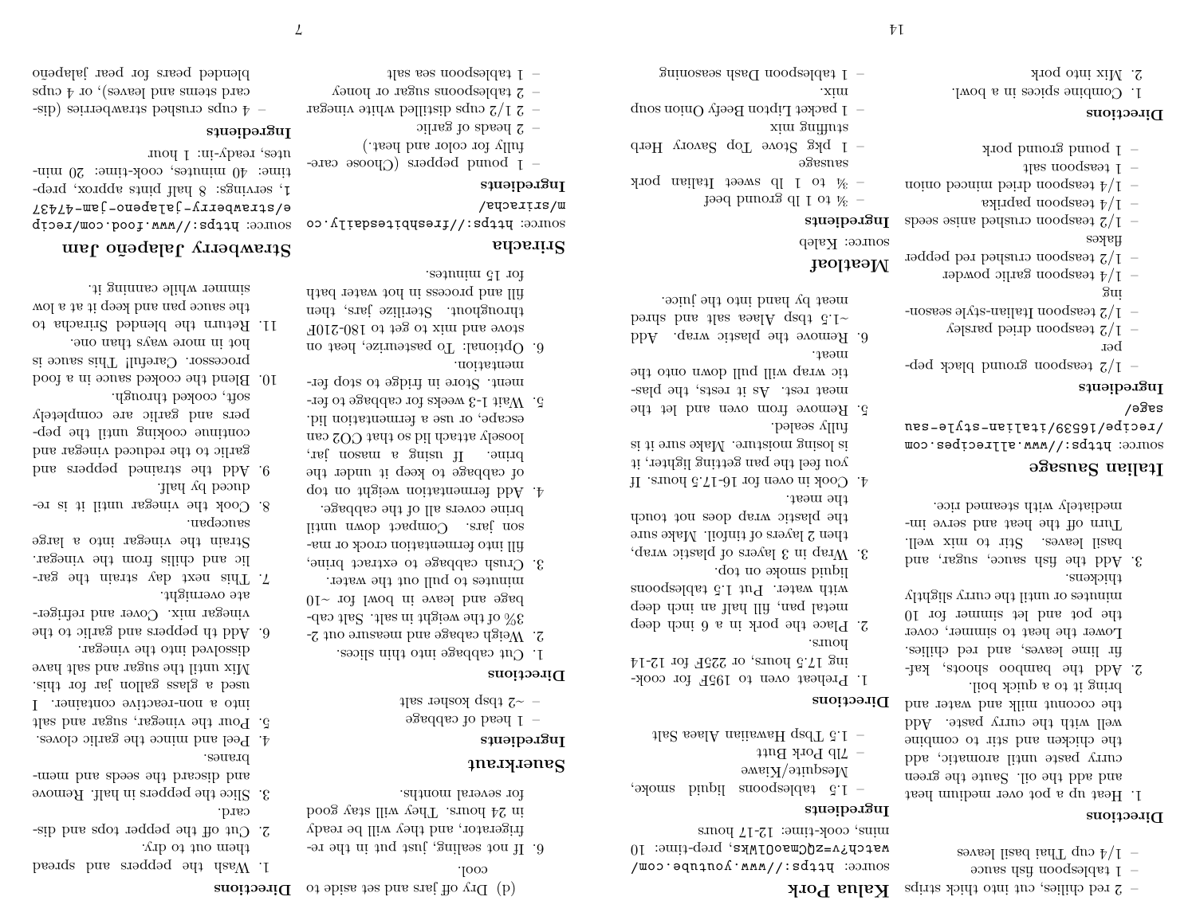- 2 red chillies, cut into thick strips
- 1 tablespoon fish sauce
- 1/4 cup Thai basil leaves

**Directions**

1. Heat up a pot over medium heat and add the oil. Saute the green curry paste until aromatic, add the chicken and stir to combine well with the curry paste. Add the coconut milk and water and bring it to a quick boil.
2. Add the bamboo shoots, kaffir lime leaves, and red chilies. Lower the heat to simmer, cover the pot and let simmer for 10 minutes or until the curry slightly thickens.
3. Add the fish sauce, sugar, and basil leaves. Stir to mix well. Turn off the heat and serve immediately with steamed rice.

## Italian Sausage

source: `https://www.allrecipes.com/recipe/16539/italian-style-sausage/`

**Ingredients**

- 1/2 teaspoon ground black pepper
- 1/2 teaspoon dried parsley
- 1/2 teaspoon Italian-style seasoning
- 1/4 teaspoon garlic powder
- 1/2 teaspoon crushed red pepper flakes
- 1/2 teaspoon crushed anise seeds
- 1/4 teaspoon paprika
- 1/4 teaspoon dried minced onion
- 1 teaspoon salt
- 1 pound ground pork

**Directions**

1. Combine spices in a bowl.
2. Mix into pork

## Kalua Pork

source: `https://www.youtube.com/watch?v=zQCmaoO1Wks`, prep-time: 10 mins, cook-time: 12-17 hours

**Ingredients**

- 1.5 tablespoons liquid smoke, Mesquite/Kiawe
- 7lb Pork Butt
- 1.5 Tbsp Hawaiian Alaea Salt

**Directions**

1. Preheat oven to 195F for cooking 17.5 hours, or 225F for 12-14 hours.
2. Place the pork in a 6 inch deep metal pan, fill half an inch deep with water. Put 1.5 tablespoons liquid smoke on top.
3. Wrap in 3 layers of plastic wrap, then 2 layers of tinfoil. Make sure the plastic wrap does not touch the meat.
4. Cook in oven for 16-17.5 hours. If you feel the pan getting lighter, it is losing moisture. Make sure it is fully sealed.
5. Remove from oven and let the meat rest. As it rests, the plastic wrap will pull down onto the meat.
6. Remove the plastic wrap. Add ~1.5 tbsp Alaea salt and shred meat by hand into the juice.

## Meatloaf

source: Kaleb

**Ingredients**

- ¾ to 1 lb ground beef
- ¾ to 1 lb sweet Italian pork sausage
- 1 pkg Stove Top Savory Herb stuffing mix
- 1 packet Lipton Beefy Onion soup mix.
- 1 tablespoon Dash seasoning

(d) Dry off jars and set aside to cool.

6. If not sealing, just put in the refrigerator, and they will be ready in 24 hours. They will stay good for several months.

## Sauerkraut

**Ingredients**

- 1 head of cabbage
- ~2 tbsp kosher salt

**Directions**

1. Cut cabbage into thin slices.
2. Weigh cabage and measure out 2-3% of the weight in salt. Salt cabbage and leave in bowl for ~10 minutes to pull out the water.
3. Crush cabbage to extract brine, fill into fermentation crock or mason jars. Compact down until brine covers all of the cabbage.
4. Add fermentation weight on top of cabbage to keep it under the brine. If using a mason jar, loosely attach lid so that $CO_2$ can escape, or use a fermentation lid.
5. Wait 1-3 weeks for cabbage to ferment. Store in fridge to stop fermentation.
6. Optional: To pasteurize, heat on stove and mix to get to 180-210F throughout. Sterilize jars, then fill and process in hot water bath for 15 minutes.

## Sriracha

source: `https://freshbitesdaily.com/sriracha/`

**Ingredients**

- 1 pound peppers (Choose carefully for color and heat.)
- 2 heads of garlic
- 2 1/2 cups distilled white vinegar
- 2 tablespoons sugar or honey
- 1 tablespoon sea salt

**Directions**

1. Wash the peppers and spread them out to dry.
2. Cut off the pepper tops and discard.
3. Slice the peppers in half. Remove and discard the seeds and membranes.
4. Peel and mince the garlic cloves.
5. Pour the vinegar, sugar and salt into a non-reactive container. I used a glass gallon jar for this. Mix until the sugar and salt have dissolved into the vinegar.
6. Add th peppers and garlic to the vinegar mix. Cover and refrigerate overnight.
7. This next day strain the garlic and chilis from the vinegar. Strain the vinegar into a large saucepan.
8. Cook the vinegar until it is reduced by half.
9. Add the strained peppers and garlic to the reduced vinegar and continue cooking until the peppers and garlic are completely soft, cooked through.
10. Blend the cooked sauce in a food processor. Careful! This sauce is hot in more ways than one.
11. Return the blended Sriracha to the sauce pan and keep it at a low simmer while canning it.

## Strawberry Jalapeño Jam

source: `https://www.food.com/recipe/strawberry-jalapeno-jam-474371`, servings: 8 half pints approx, prep-time: 40 minutes, cook-time: 20 minutes, ready-in: 1 hour

**Ingredients**

- 4 cups crushed strawberries (discard stems and leaves), or 4 cups blended pears for pear jalapeño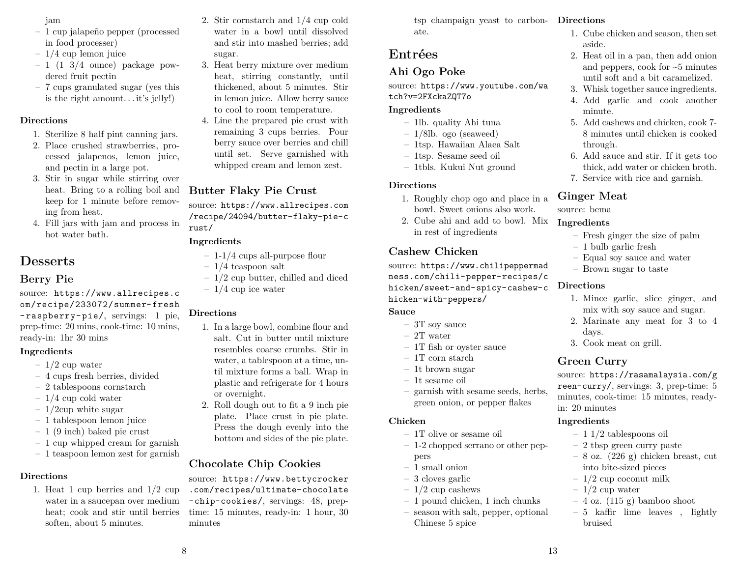jam

- 1 cup jalapeño pepper (processed in food processer)
- 1/4 cup lemon juice
- 1 (1 3/4 ounce) package powdered fruit pectin
- 7 cups granulated sugar (yes this is the right amount…it's jelly!)

**Directions**

1. Sterilize 8 half pint canning jars.
2. Place crushed strawberries, processed jalapenos, lemon juice, and pectin in a large pot.
3. Stir in sugar while stirring over heat. Bring to a rolling boil and keep for 1 minute before removing from heat.
4. Fill jars with jam and process in hot water bath.

# Desserts

## Berry Pie

source: https://www.allrecipes.com/recipe/233072/summer-fresh-raspberry-pie/, servings: 1 pie, prep-time: 20 mins, cook-time: 10 mins, ready-in: 1hr 30 mins

**Ingredients**

- 1/2 cup water
- 4 cups fresh berries, divided
- 2 tablespoons cornstarch
- 1/4 cup cold water
- 1/2cup white sugar
- 1 tablespoon lemon juice
- 1 (9 inch) baked pie crust
- 1 cup whipped cream for garnish
- 1 teaspoon lemon zest for garnish

**Directions**

1. Heat 1 cup berries and 1/2 cup water in a saucepan over medium heat; cook and stir until berries soften, about 5 minutes.
2. Stir cornstarch and 1/4 cup cold water in a bowl until dissolved and stir into mashed berries; add sugar.
3. Heat berry mixture over medium heat, stirring constantly, until thickened, about 5 minutes. Stir in lemon juice. Allow berry sauce to cool to room temperature.
4. Line the prepared pie crust with remaining 3 cups berries. Pour berry sauce over berries and chill until set. Serve garnished with whipped cream and lemon zest.

## Butter Flaky Pie Crust

source: https://www.allrecipes.com/recipe/24094/butter-flaky-pie-crust/

**Ingredients**

- 1-1/4 cups all-purpose flour
- 1/4 teaspoon salt
- 1/2 cup butter, chilled and diced
- 1/4 cup ice water

**Directions**

1. In a large bowl, combine flour and salt. Cut in butter until mixture resembles coarse crumbs. Stir in water, a tablespoon at a time, until mixture forms a ball. Wrap in plastic and refrigerate for 4 hours or overnight.
2. Roll dough out to fit a 9 inch pie plate. Place crust in pie plate. Press the dough evenly into the bottom and sides of the pie plate.

## Chocolate Chip Cookies

source: https://www.bettycrocker.com/recipes/ultimate-chocolate-chip-cookies/, servings: 48, prep-time: 15 minutes, ready-in: 1 hour, 30 minutes

tsp champaign yeast to carbonate.

# Entrées

## Ahi Ogo Poke

source: https://www.youtube.com/watch?v=2FXckaZQT7o

**Ingredients**

- 1lb. quality Ahi tuna
- 1/8lb. ogo (seaweed)
- 1tsp. Hawaiian Alaea Salt
- 1tsp. Sesame seed oil
- 1tbls. Kukui Nut ground

**Directions**

1. Roughly chop ogo and place in a bowl. Sweet onions also work.
2. Cube ahi and add to bowl. Mix in rest of ingredients

## Cashew Chicken

source: https://www.chilipeppermadness.com/chili-pepper-recipes/chicken/sweet-and-spicy-cashew-chicken-with-peppers/

**Sauce**

- 3T soy sauce
- 2T water
- 1T fish or oyster sauce
- 1T corn starch
- 1t brown sugar
- 1t sesame oil
- garnish with sesame seeds, herbs, green onion, or pepper flakes

**Chicken**

- 1T olive or sesame oil
- 1-2 chopped serrano or other peppers
- 1 small onion
- 3 cloves garlic
- 1/2 cup cashews
- 1 pound chicken, 1 inch chunks
- season with salt, pepper, optional Chinese 5 spice

**Directions**

1. Cube chicken and season, then set aside.
2. Heat oil in a pan, then add onion and peppers, cook for ~5 minutes until soft and a bit caramelized.
3. Whisk together sauce ingredients.
4. Add garlic and cook another minute.
5. Add cashews and chicken, cook 7-8 minutes until chicken is cooked through.
6. Add sauce and stir. If it gets too thick, add water or chicken broth.
7. Service with rice and garnish.

## Ginger Meat

source: bema

**Ingredients**

- Fresh ginger the size of palm
- 1 bulb garlic fresh
- Equal soy sauce and water
- Brown sugar to taste

**Directions**

1. Mince garlic, slice ginger, and mix with soy sauce and sugar.
2. Marinate any meat for 3 to 4 days.
3. Cook meat on grill.

## Green Curry

source: https://rasamalaysia.com/green-curry/, servings: 3, prep-time: 5 minutes, cook-time: 15 minutes, ready-in: 20 minutes

**Ingredients**

- 1 1/2 tablespoons oil
- 2 tbsp green curry paste
- 8 oz. (226 g) chicken breast, cut into bite-sized pieces
- 1/2 cup coconut milk
- 1/2 cup water
- 4 oz. (115 g) bamboo shoot
- 5 kaffir lime leaves , lightly bruised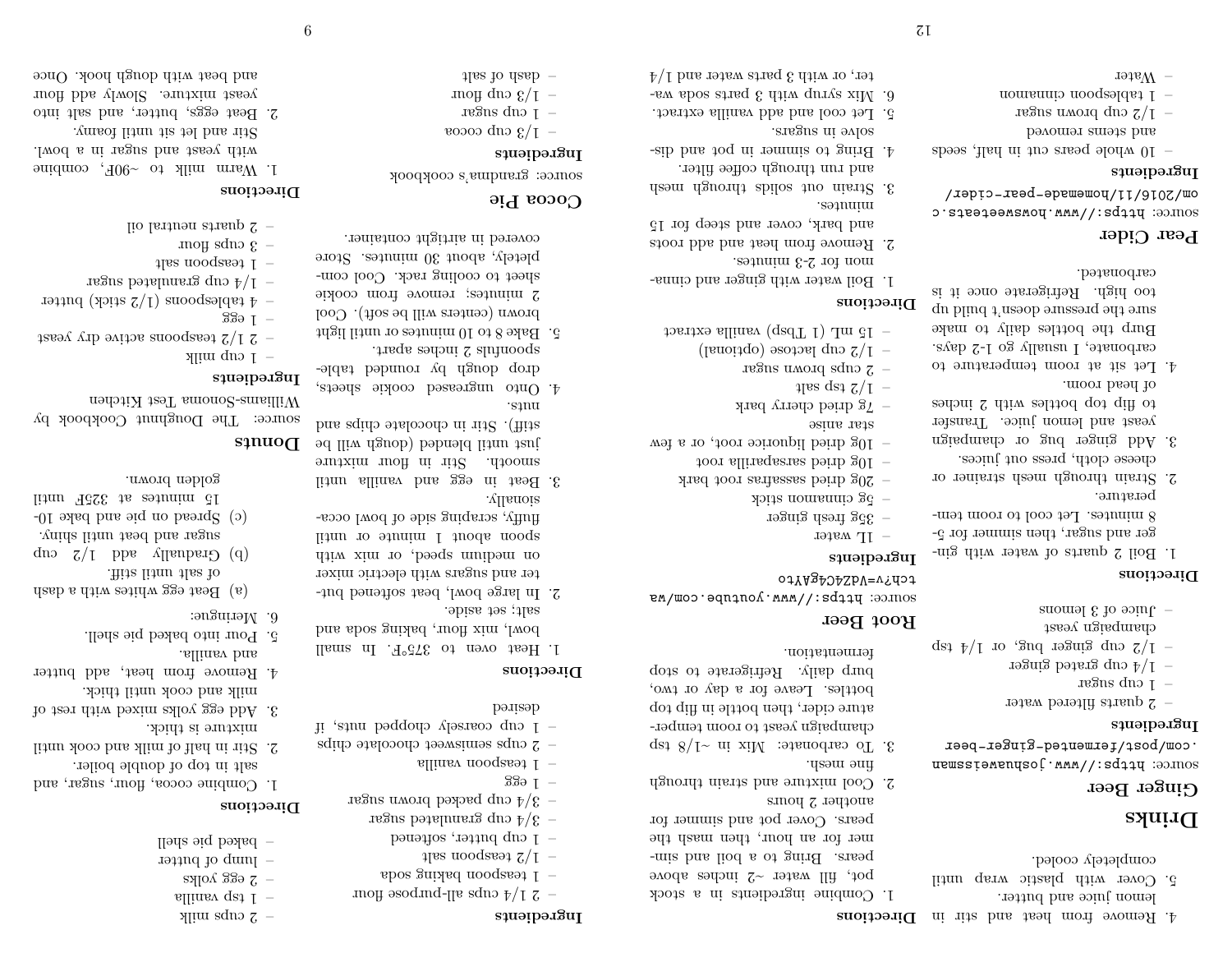4. Remove from heat and stir in lemon juice and butter.
5. Cover with plastic wrap until completely cooled.

# Drinks

## Ginger Beer

source: https://www.joshuaweissman.com/post/fermented-ginger-beer

**Ingredients**

- 2 quarts filtered water
- 1 cup sugar
- 1/4 cup grated ginger
- 1/2 cup ginger bug, or 1/4 tsp champaign yeast
- Juice of 3 lemons

**Directions**

1. Boil 2 quarts of water with ginger and sugar, then simmer for 5-8 minutes. Let cool to room temperature.
2. Strain through mesh strainer or cheese cloth, press out juices.
3. Add ginger bug or champaign yeast and lemon juice. Transfer to flip top bottles with 2 inches of head room.
4. Let sit at room temperature to carbonate, I usually go 1-2 days. Burp the bottles daily to make sure the pressure doesn't build up too high. Refrigerate once it is carbonated.

## Pear Cider

source: https://www.howsweeteats.com/2016/11/homemade-pear-cider/

**Ingredients**

- 10 whole pears cut in half, seeds and stems removed
- 1/2 cup brown sugar
- 1 tablespoon cinnamon
- Water

**Directions**

1. Combine ingredients in a stock pot, fill water ~2 inches above pears. Bring to a boil and simmer for an hour, then mash the pears. Cover pot and simmer for another 2 hours
2. Cool mixture and strain through fine mesh.
3. To carbonate: Mix in ~1/8 tsp champaign yeast to room temperature cider, then bottle in flip top bottles. Leave for a day or two, burp daily. Refrigerate to stop fermentation.

## Root Beer

source: https://www.youtube.com/watch?v=Vd2C4gAYto

**Ingredients**

- 1L water
- 35g fresh ginger
- 5g cinnamon stick
- 20g dried sassafras root bark
- 10g dried sarsaparilla root
- 10g dried liquorice root, or a few star anise
- 7g dried cherry bark
- 1/2 tsp salt
- 2 cups brown sugar
- 1/2 cup lactose (optional)
- 15 mL (1 Tbsp) vanilla extract

**Directions**

1. Boil water with ginger and cinnamon for 2-3 minutes.
2. Remove from heat and add roots and bark, cover and steep for 15 minutes.
3. Strain out solids through mesh and run through coffee filter.
4. Bring to simmer in pot and dissolve in sugars.
5. Let cool and add vanilla extract.
6. Mix syrup with 3 parts soda water, or with 3 parts water and 1/4

**Ingredients**

- 2 1/4 cups all-purpose flour
- 1 teaspoon baking soda
- 1/2 teaspoon salt
- 1 cup butter, softened
- 3/4 cup granulated sugar
- 3/4 cup packed brown sugar
- 1 egg
- 1 teaspoon vanilla
- 2 cups semisweet chocolate chips
- 1 cup coarsely chopped nuts, if desired

**Directions**

1. Heat oven to 375°F. In small bowl, mix flour, baking soda and salt; set aside.
2. In large bowl, beat softened butter and sugars with electric mixer on medium speed, or mix with spoon about 1 minute or until fluffy, scraping side of bowl occasionally.
3. Beat in egg and vanilla until smooth. Stir in flour mixture just until blended (dough will be stiff). Stir in chocolate chips and nuts.
4. Onto ungreased cookie sheets, drop dough by rounded tablespoonfuls 2 inches apart.
5. Bake 8 to 10 minutes or until light brown (centers will be soft). Cool 2 minutes; remove from cookie sheet to cooling rack. Cool completely, about 30 minutes. Store covered in airtight container.

## Cocoa Pie

source: grandma's cookbook

**Ingredients**

- 1/3 cup cocoa
- 1 cup sugar
- 1/3 cup flour
- dash of salt
- 2 cups milk
- 1 tsp vanilla
- 2 egg yolks
- lump of butter
- baked pie shell

**Directions**

1. Combine cocoa, flour, sugar, and salt in top of double boiler.
2. Stir in half of milk and cook until mixture is thick.
3. Add egg yolks mixed with rest of milk and cook until thick.
4. Remove from heat, add butter and vanilla.
5. Pour into baked pie shell.
6. Meringue:
   (a) Beat egg whites with a dash of salt until stiff.
   (b) Gradually add 1/2 cup sugar and beat until shiny.
   (c) Spread on pie and bake 10-15 minutes at 325F until golden brown.

## Donuts

source: The Doughnut Cookbook by Williams-Sonoma Test Kitchen

**Ingredients**

- 1 cup milk
- 2 1/2 teaspoons active dry yeast
- 1 egg
- 4 tablespoons (1/2 stick) butter
- 1/4 cup granulated sugar
- 1 teaspoon salt
- 3 cups flour
- 2 quarts neutral oil

**Directions**

1. Warm milk to ~90F, combine with yeast and sugar in a bowl. Stir and let sit until foamy.
2. Beat eggs, butter, and salt into yeast mixture. Slowly add flour and beat with dough hook. Once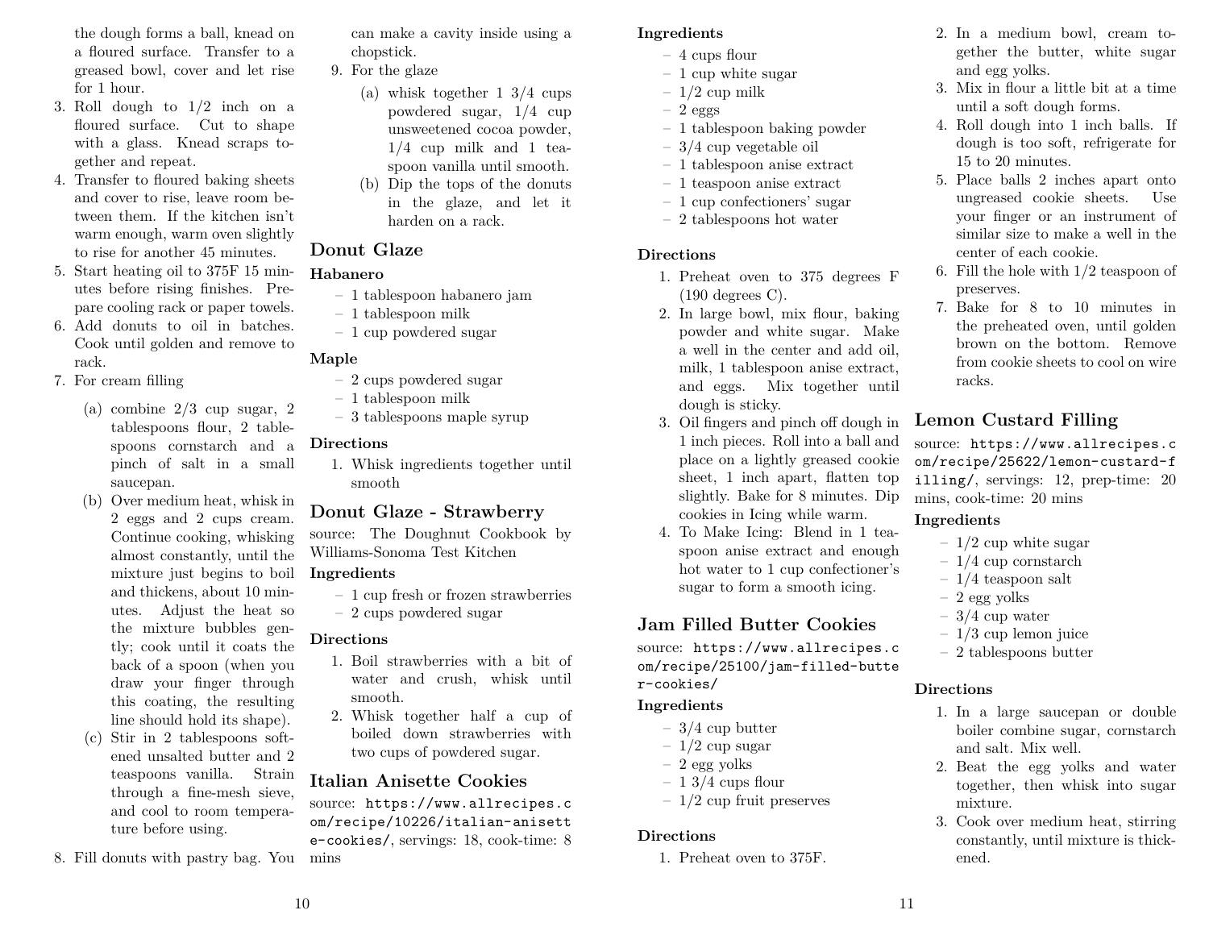the dough forms a ball, knead on a floured surface. Transfer to a greased bowl, cover and let rise for 1 hour.

3. Roll dough to 1/2 inch on a floured surface. Cut to shape with a glass. Knead scraps together and repeat.
4. Transfer to floured baking sheets and cover to rise, leave room between them. If the kitchen isn't warm enough, warm oven slightly to rise for another 45 minutes.
5. Start heating oil to 375F 15 minutes before rising finishes. Prepare cooling rack or paper towels.
6. Add donuts to oil in batches. Cook until golden and remove to rack.
7. For cream filling
   (a) combine 2/3 cup sugar, 2 tablespoons flour, 2 tablespoons cornstarch and a pinch of salt in a small saucepan.
   (b) Over medium heat, whisk in 2 eggs and 2 cups cream. Continue cooking, whisking almost constantly, until the mixture just begins to boil and thickens, about 10 minutes. Adjust the heat so the mixture bubbles gently; cook until it coats the back of a spoon (when you draw your finger through this coating, the resulting line should hold its shape).
   (c) Stir in 2 tablespoons softened unsalted butter and 2 teaspoons vanilla. Strain through a fine-mesh sieve, and cool to room temperature before using.
8. Fill donuts with pastry bag. You can make a cavity inside using a chopstick.
9. For the glaze
   (a) whisk together 1 3/4 cups powdered sugar, 1/4 cup unsweetened cocoa powder, 1/4 cup milk and 1 teaspoon vanilla until smooth.
   (b) Dip the tops of the donuts in the glaze, and let it harden on a rack.

## Donut Glaze

### Habanero

- 1 tablespoon habanero jam
- 1 tablespoon milk
- 1 cup powdered sugar

### Maple

- 2 cups powdered sugar
- 1 tablespoon milk
- 3 tablespoons maple syrup

### Directions

1. Whisk ingredients together until smooth

## Donut Glaze - Strawberry

source: The Doughnut Cookbook by Williams-Sonoma Test Kitchen

### Ingredients

- 1 cup fresh or frozen strawberries
- 2 cups powdered sugar

### Directions

1. Boil strawberries with a bit of water and crush, whisk until smooth.
2. Whisk together half a cup of boiled down strawberries with two cups of powdered sugar.

## Italian Anisette Cookies

source: `https://www.allrecipes.com/recipe/10226/italian-anisette-cookies/`, servings: 18, cook-time: 8 mins

### Ingredients

- 4 cups flour
- 1 cup white sugar
- 1/2 cup milk
- 2 eggs
- 1 tablespoon baking powder
- 3/4 cup vegetable oil
- 1 tablespoon anise extract
- 1 teaspoon anise extract
- 1 cup confectioners' sugar
- 2 tablespoons hot water

### Directions

1. Preheat oven to 375 degrees F (190 degrees C).
2. In large bowl, mix flour, baking powder and white sugar. Make a well in the center and add oil, milk, 1 tablespoon anise extract, and eggs. Mix together until dough is sticky.
3. Oil fingers and pinch off dough in 1 inch pieces. Roll into a ball and place on a lightly greased cookie sheet, 1 inch apart, flatten top slightly. Bake for 8 minutes. Dip cookies in Icing while warm.
4. To Make Icing: Blend in 1 teaspoon anise extract and enough hot water to 1 cup confectioner's sugar to form a smooth icing.

## Jam Filled Butter Cookies

source: `https://www.allrecipes.com/recipe/25100/jam-filled-butter-cookies/`

### Ingredients

- 3/4 cup butter
- 1/2 cup sugar
- 2 egg yolks
- 1 3/4 cups flour
- 1/2 cup fruit preserves

### Directions

1. Preheat oven to 375F.
2. In a medium bowl, cream together the butter, white sugar and egg yolks.
3. Mix in flour a little bit at a time until a soft dough forms.
4. Roll dough into 1 inch balls. If dough is too soft, refrigerate for 15 to 20 minutes.
5. Place balls 2 inches apart onto ungreased cookie sheets. Use your finger or an instrument of similar size to make a well in the center of each cookie.
6. Fill the hole with 1/2 teaspoon of preserves.
7. Bake for 8 to 10 minutes in the preheated oven, until golden brown on the bottom. Remove from cookie sheets to cool on wire racks.

## Lemon Custard Filling

source: `https://www.allrecipes.com/recipe/25622/lemon-custard-filling/`, servings: 12, prep-time: 20 mins, cook-time: 20 mins

### Ingredients

- 1/2 cup white sugar
- 1/4 cup cornstarch
- 1/4 teaspoon salt
- 2 egg yolks
- 3/4 cup water
- 1/3 cup lemon juice
- 2 tablespoons butter

### Directions

1. In a large saucepan or double boiler combine sugar, cornstarch and salt. Mix well.
2. Beat the egg yolks and water together, then whisk into sugar mixture.
3. Cook over medium heat, stirring constantly, until mixture is thickened.